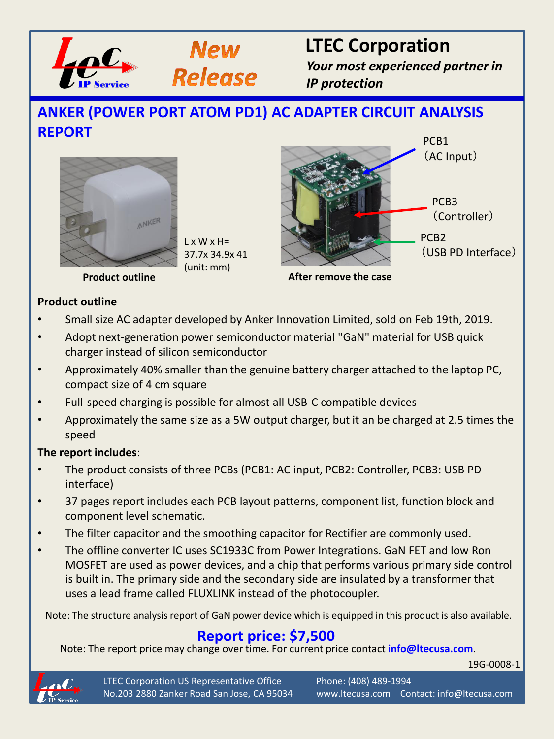**New Release**

# LTEC Corporation

*Your most experienced partner in IP protection*

## ANKER (POWER PORT ATOM PD1) AC ADAPTER CIRCUIT ANALYSIS REPORT

L x W x H= 37.7x 34.9x 41 (unit: mm)

Product outline

PCB1 （AC Input）

PCB3 （Controller）

PCB2 （USB PD Interface）

After remove the case

**Product outline**

- Small size AC adapter developed by Anker Innovation Limited, sold on Feb 19th, 2019.
- Adopt next-generation power semiconductor material "GaN" material for USB quick charger instead of silicon semiconductor
- Approximately 40% smaller than the genuine battery charger attached to the laptop PC, compact size of 4 cm square
- Full-speed charging is possible for almost all USB-C compatible devices
- Approximately the same size as a 5W output charger, but it an be charged at 2.5 times the speed

**The report includes**:

- The product consists of three PCBs (PCB1: AC input, PCB2: Controller, PCB3: USB PD interface)
- 37 pages report includes each PCB layout patterns, component list, function block and component level schematic.
- The filter capacitor and the smoothing capacitor for Rectifier are commonly used.
- The offline converter IC uses SC1933C from Power Integrations. GaN FET and low Ron MOSFET are used as power devices, and a chip that performs various primary side control is built in. The primary side and the secondary side are insulated by a transformer that uses a lead frame called FLUXLINK instead of the photocoupler.

Note: The structure analysis report of GaN power device which is equipped in this product is also available.

**Report price: $7,500**

Note: The report price may change over time. For current price contact **info@ltecusa.com**.

19G-0008-1

LTEC Corporation US Representative Office
No.203 2880 Zanker Road San Jose, CA 95034

Phone: (408) 489-1994
www.ltecusa.com Contact: info@ltecusa.com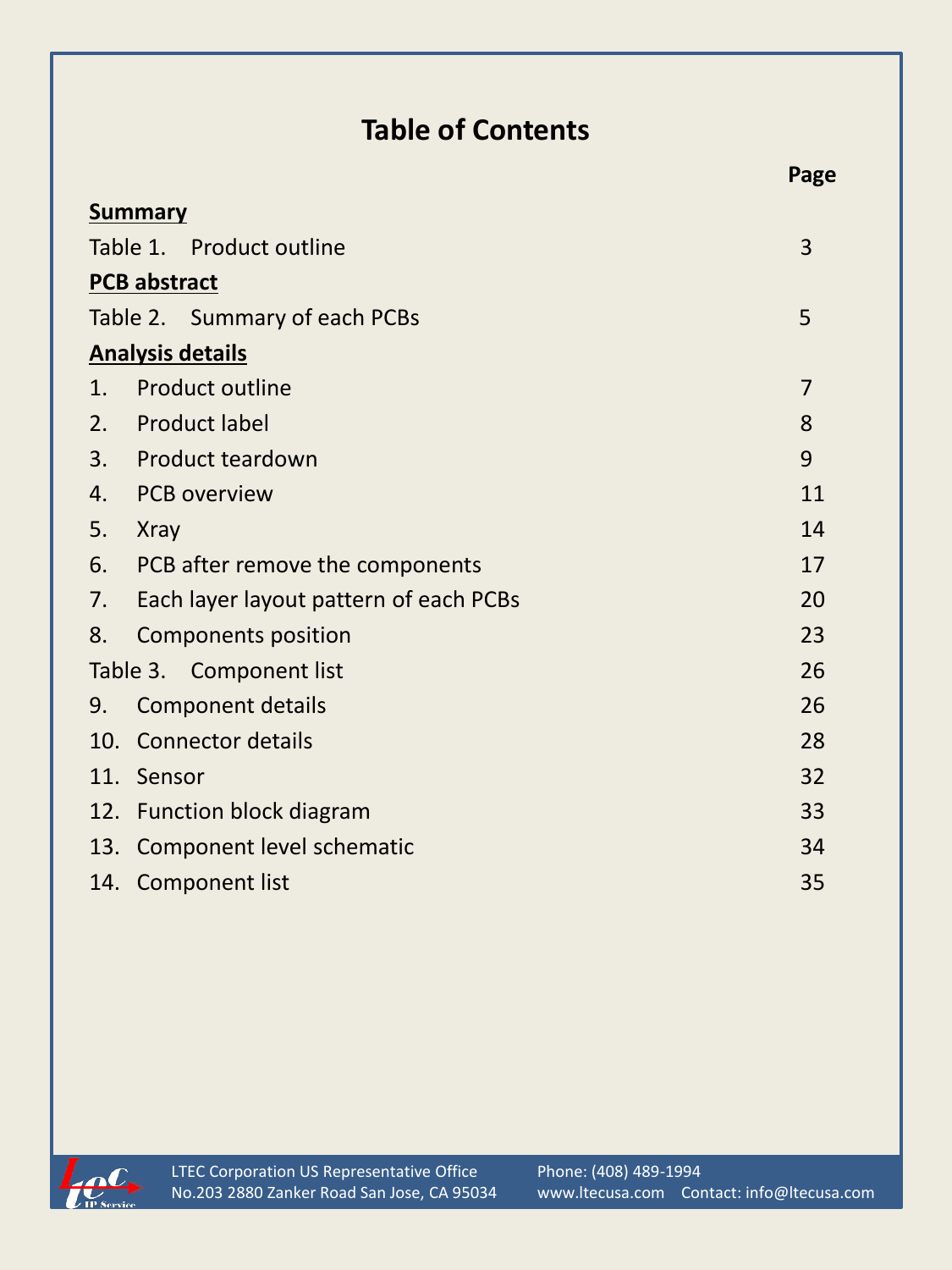# Table of Contents

| | Page |
|---|---|
| **Summary** | |
| Table 1. Product outline | 3 |
| **PCB abstract** | |
| Table 2. Summary of each PCBs | 5 |
| **Analysis details** | |
| 1. Product outline | 7 |
| 2. Product label | 8 |
| 3. Product teardown | 9 |
| 4. PCB overview | 11 |
| 5. Xray | 14 |
| 6. PCB after remove the components | 17 |
| 7. Each layer layout pattern of each PCBs | 20 |
| 8. Components position | 23 |
| Table 3. Component list | 26 |
| 9. Component details | 26 |
| 10. Connector details | 28 |
| 11. Sensor | 32 |
| 12. Function block diagram | 33 |
| 13. Component level schematic | 34 |
| 14. Component list | 35 |

LTEC Corporation US Representative Office
No.203 2880 Zanker Road San Jose, CA 95034
Phone: (408) 489-1994
www.ltecusa.com Contact: info@ltecusa.com